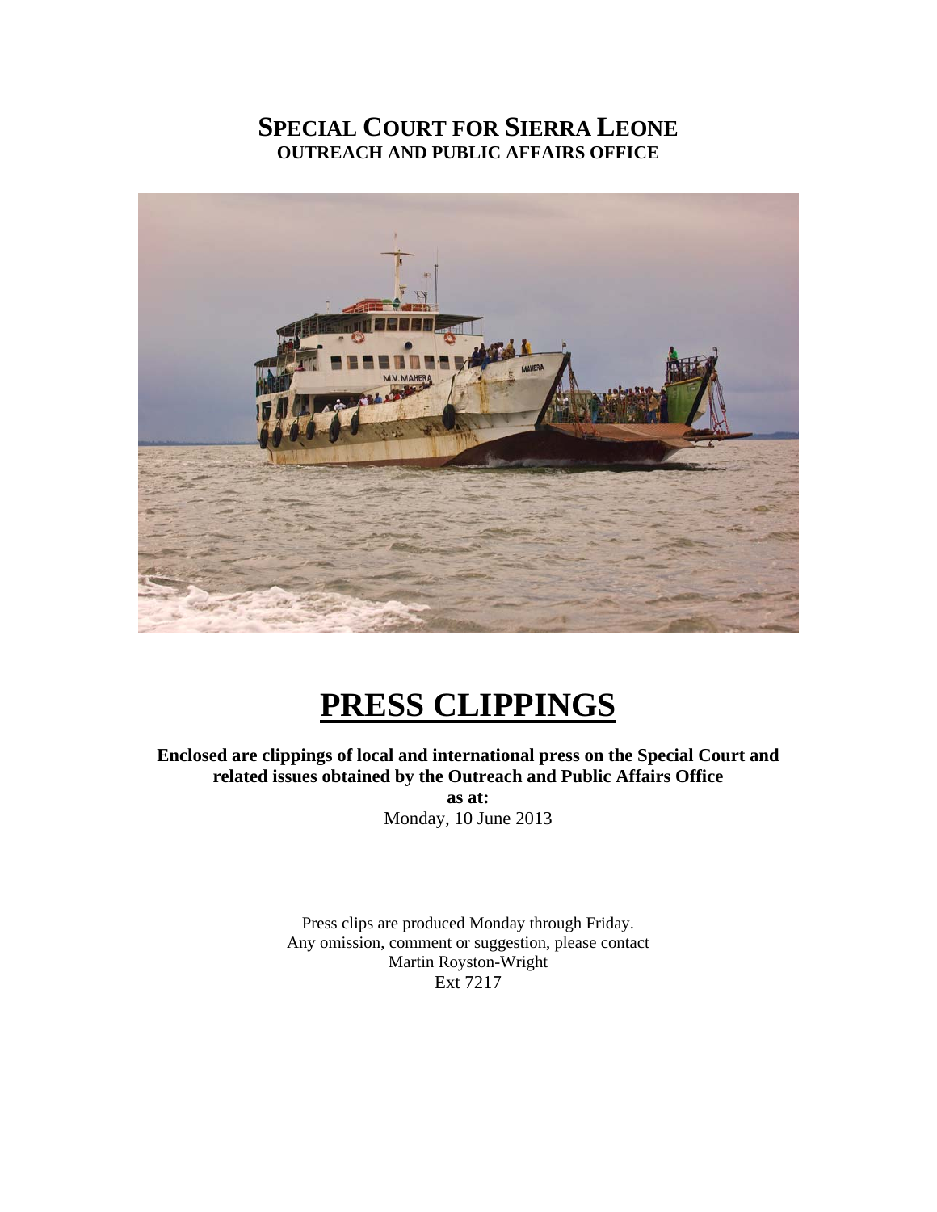# SPECIAL COURT FOR SIERRA LEONE
## OUTREACH AND PUBLIC AFFAIRS OFFICE

# PRESS CLIPPINGS

**Enclosed are clippings of local and international press on the Special Court and related issues obtained by the Outreach and Public Affairs Office**

**as at:**

Monday, 10 June 2013

Press clips are produced Monday through Friday.
Any omission, comment or suggestion, please contact
Martin Royston-Wright
Ext 7217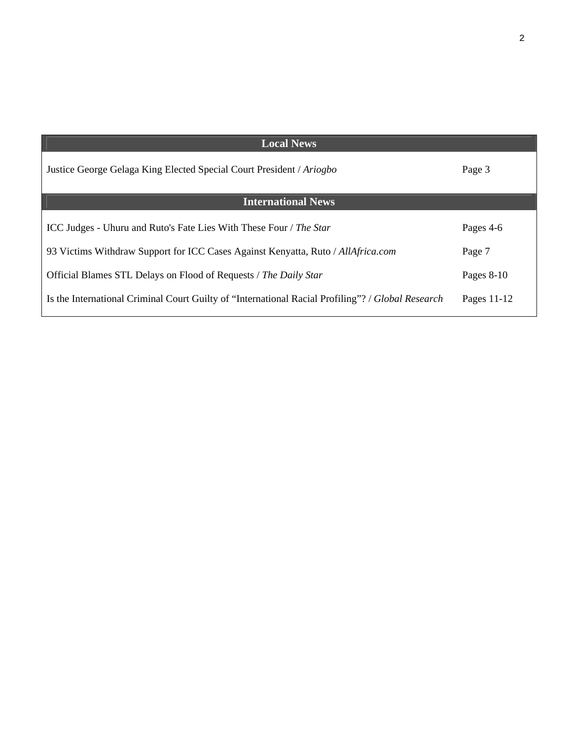| Local News | |
|---|---|
| Justice George Gelaga King Elected Special Court President / *Ariogbo* | Page 3 |
| **International News** | |
| ICC Judges - Uhuru and Ruto's Fate Lies With These Four / *The Star* | Pages 4-6 |
| 93 Victims Withdraw Support for ICC Cases Against Kenyatta, Ruto / *AllAfrica.com* | Page 7 |
| Official Blames STL Delays on Flood of Requests / *The Daily Star* | Pages 8-10 |
| Is the International Criminal Court Guilty of "International Racial Profiling"? / *Global Research* | Pages 11-12 |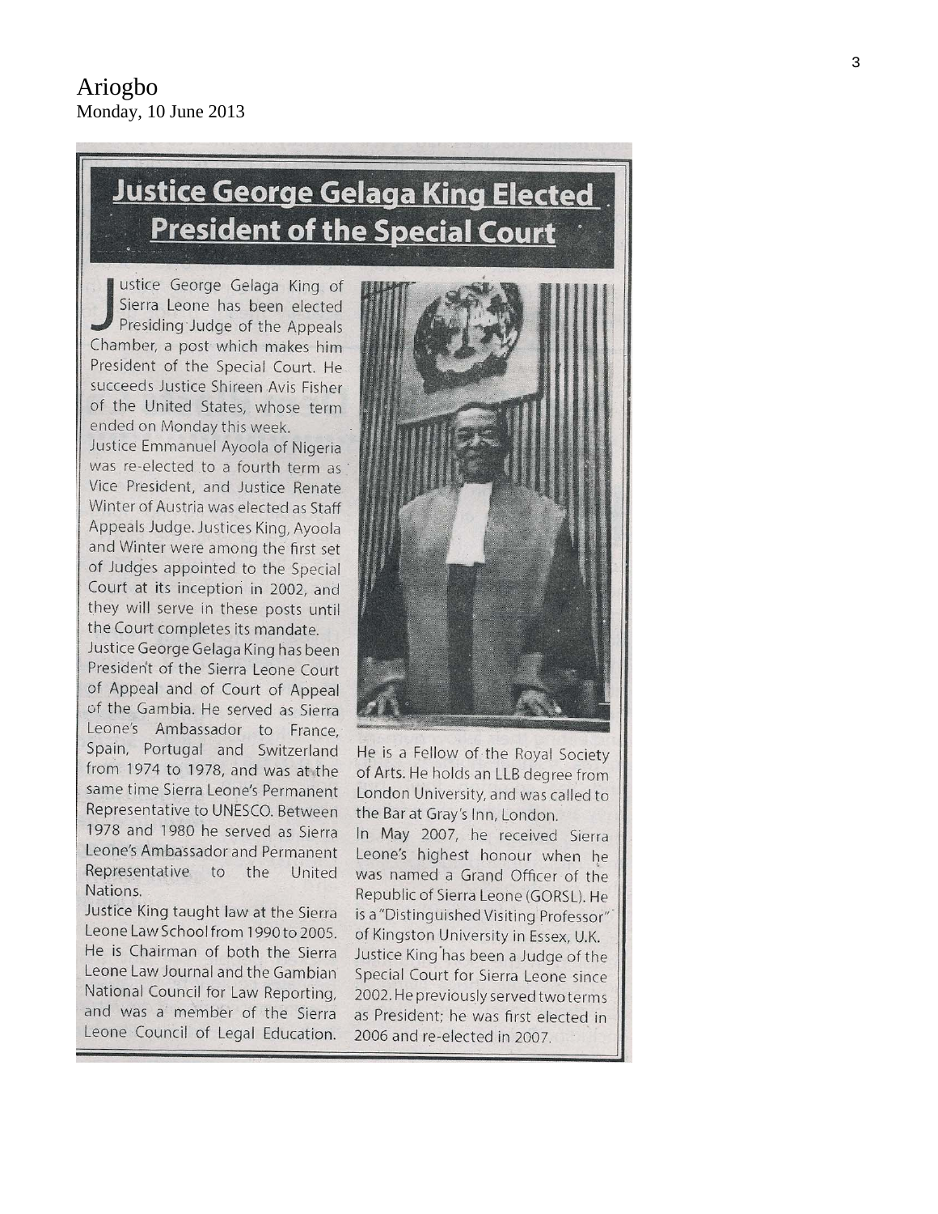Ariogbo
Monday, 10 June 2013

# Justice George Gelaga King Elected President of the Special Court

Justice George Gelaga King of Sierra Leone has been elected Presiding Judge of the Appeals Chamber, a post which makes him President of the Special Court. He succeeds Justice Shireen Avis Fisher of the United States, whose term ended on Monday this week.

Justice Emmanuel Ayoola of Nigeria was re-elected to a fourth term as Vice President, and Justice Renate Winter of Austria was elected as Staff Appeals Judge. Justices King, Ayoola and Winter were among the first set of Judges appointed to the Special Court at its inception in 2002, and they will serve in these posts until the Court completes its mandate.

Justice George Gelaga King has been President of the Sierra Leone Court of Appeal and of Court of Appeal of the Gambia. He served as Sierra Leone's Ambassador to France, Spain, Portugal and Switzerland from 1974 to 1978, and was at the same time Sierra Leone's Permanent Representative to UNESCO. Between 1978 and 1980 he served as Sierra Leone's Ambassador and Permanent Representative to the United Nations.

Justice King taught law at the Sierra Leone Law School from 1990 to 2005. He is Chairman of both the Sierra Leone Law Journal and the Gambian National Council for Law Reporting, and was a member of the Sierra Leone Council of Legal Education. He is a Fellow of the Royal Society of Arts. He holds an LLB degree from London University, and was called to the Bar at Gray's Inn, London.

In May 2007, he received Sierra Leone's highest honour when he was named a Grand Officer of the Republic of Sierra Leone (GORSL). He is a "Distinguished Visiting Professor" of Kingston University in Essex, U.K.

Justice King has been a Judge of the Special Court for Sierra Leone since 2002. He previously served two terms as President; he was first elected in 2006 and re-elected in 2007.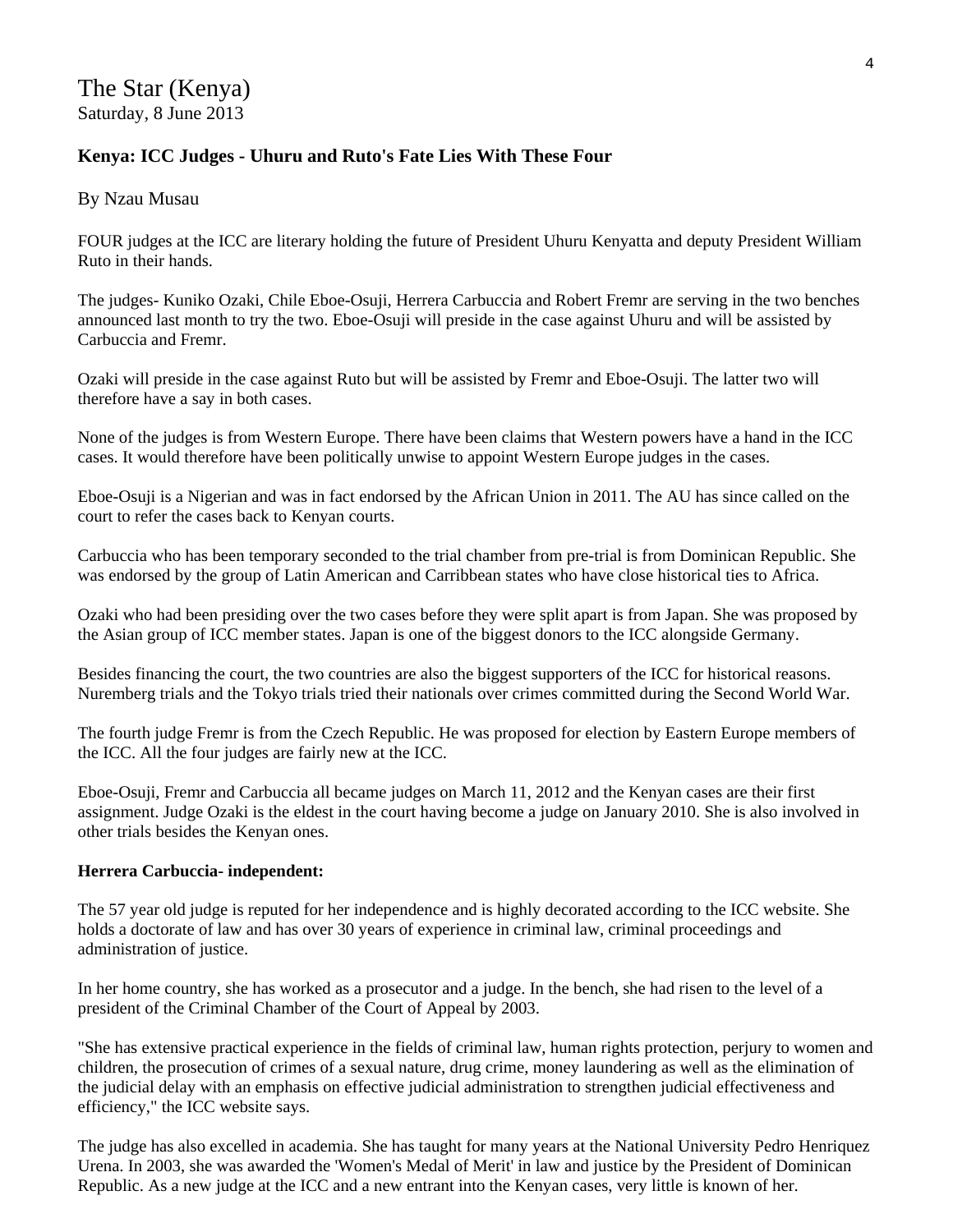The Star (Kenya)
Saturday, 8 June 2013

**Kenya: ICC Judges - Uhuru and Ruto's Fate Lies With These Four**

By Nzau Musau

FOUR judges at the ICC are literary holding the future of President Uhuru Kenyatta and deputy President William Ruto in their hands.

The judges- Kuniko Ozaki, Chile Eboe-Osuji, Herrera Carbuccia and Robert Fremr are serving in the two benches announced last month to try the two. Eboe-Osuji will preside in the case against Uhuru and will be assisted by Carbuccia and Fremr.

Ozaki will preside in the case against Ruto but will be assisted by Fremr and Eboe-Osuji. The latter two will therefore have a say in both cases.

None of the judges is from Western Europe. There have been claims that Western powers have a hand in the ICC cases. It would therefore have been politically unwise to appoint Western Europe judges in the cases.

Eboe-Osuji is a Nigerian and was in fact endorsed by the African Union in 2011. The AU has since called on the court to refer the cases back to Kenyan courts.

Carbuccia who has been temporary seconded to the trial chamber from pre-trial is from Dominican Republic. She was endorsed by the group of Latin American and Carribbean states who have close historical ties to Africa.

Ozaki who had been presiding over the two cases before they were split apart is from Japan. She was proposed by the Asian group of ICC member states. Japan is one of the biggest donors to the ICC alongside Germany.

Besides financing the court, the two countries are also the biggest supporters of the ICC for historical reasons. Nuremberg trials and the Tokyo trials tried their nationals over crimes committed during the Second World War.

The fourth judge Fremr is from the Czech Republic. He was proposed for election by Eastern Europe members of the ICC. All the four judges are fairly new at the ICC.

Eboe-Osuji, Fremr and Carbuccia all became judges on March 11, 2012 and the Kenyan cases are their first assignment. Judge Ozaki is the eldest in the court having become a judge on January 2010. She is also involved in other trials besides the Kenyan ones.

**Herrera Carbuccia- independent:**

The 57 year old judge is reputed for her independence and is highly decorated according to the ICC website. She holds a doctorate of law and has over 30 years of experience in criminal law, criminal proceedings and administration of justice.

In her home country, she has worked as a prosecutor and a judge. In the bench, she had risen to the level of a president of the Criminal Chamber of the Court of Appeal by 2003.

"She has extensive practical experience in the fields of criminal law, human rights protection, perjury to women and children, the prosecution of crimes of a sexual nature, drug crime, money laundering as well as the elimination of the judicial delay with an emphasis on effective judicial administration to strengthen judicial effectiveness and efficiency," the ICC website says.

The judge has also excelled in academia. She has taught for many years at the National University Pedro Henriquez Urena. In 2003, she was awarded the 'Women's Medal of Merit' in law and justice by the President of Dominican Republic. As a new judge at the ICC and a new entrant into the Kenyan cases, very little is known of her.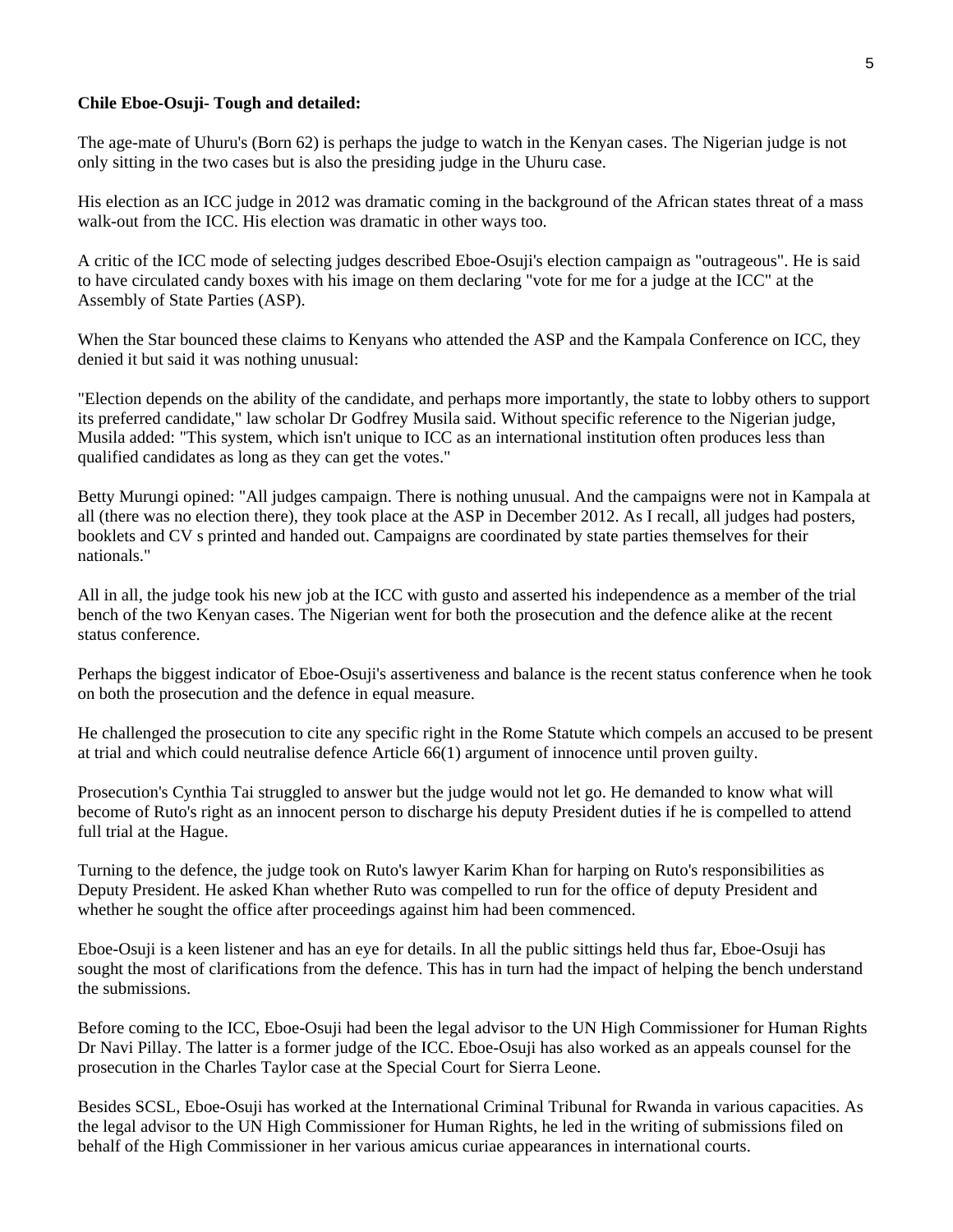**Chile Eboe-Osuji- Tough and detailed:**

The age-mate of Uhuru's (Born 62) is perhaps the judge to watch in the Kenyan cases. The Nigerian judge is not only sitting in the two cases but is also the presiding judge in the Uhuru case.

His election as an ICC judge in 2012 was dramatic coming in the background of the African states threat of a mass walk-out from the ICC. His election was dramatic in other ways too.

A critic of the ICC mode of selecting judges described Eboe-Osuji's election campaign as "outrageous". He is said to have circulated candy boxes with his image on them declaring "vote for me for a judge at the ICC" at the Assembly of State Parties (ASP).

When the Star bounced these claims to Kenyans who attended the ASP and the Kampala Conference on ICC, they denied it but said it was nothing unusual:

"Election depends on the ability of the candidate, and perhaps more importantly, the state to lobby others to support its preferred candidate," law scholar Dr Godfrey Musila said. Without specific reference to the Nigerian judge, Musila added: "This system, which isn't unique to ICC as an international institution often produces less than qualified candidates as long as they can get the votes."

Betty Murungi opined: "All judges campaign. There is nothing unusual. And the campaigns were not in Kampala at all (there was no election there), they took place at the ASP in December 2012. As I recall, all judges had posters, booklets and CV s printed and handed out. Campaigns are coordinated by state parties themselves for their nationals."

All in all, the judge took his new job at the ICC with gusto and asserted his independence as a member of the trial bench of the two Kenyan cases. The Nigerian went for both the prosecution and the defence alike at the recent status conference.

Perhaps the biggest indicator of Eboe-Osuji's assertiveness and balance is the recent status conference when he took on both the prosecution and the defence in equal measure.

He challenged the prosecution to cite any specific right in the Rome Statute which compels an accused to be present at trial and which could neutralise defence Article 66(1) argument of innocence until proven guilty.

Prosecution's Cynthia Tai struggled to answer but the judge would not let go. He demanded to know what will become of Ruto's right as an innocent person to discharge his deputy President duties if he is compelled to attend full trial at the Hague.

Turning to the defence, the judge took on Ruto's lawyer Karim Khan for harping on Ruto's responsibilities as Deputy President. He asked Khan whether Ruto was compelled to run for the office of deputy President and whether he sought the office after proceedings against him had been commenced.

Eboe-Osuji is a keen listener and has an eye for details. In all the public sittings held thus far, Eboe-Osuji has sought the most of clarifications from the defence. This has in turn had the impact of helping the bench understand the submissions.

Before coming to the ICC, Eboe-Osuji had been the legal advisor to the UN High Commissioner for Human Rights Dr Navi Pillay. The latter is a former judge of the ICC. Eboe-Osuji has also worked as an appeals counsel for the prosecution in the Charles Taylor case at the Special Court for Sierra Leone.

Besides SCSL, Eboe-Osuji has worked at the International Criminal Tribunal for Rwanda in various capacities. As the legal advisor to the UN High Commissioner for Human Rights, he led in the writing of submissions filed on behalf of the High Commissioner in her various amicus curiae appearances in international courts.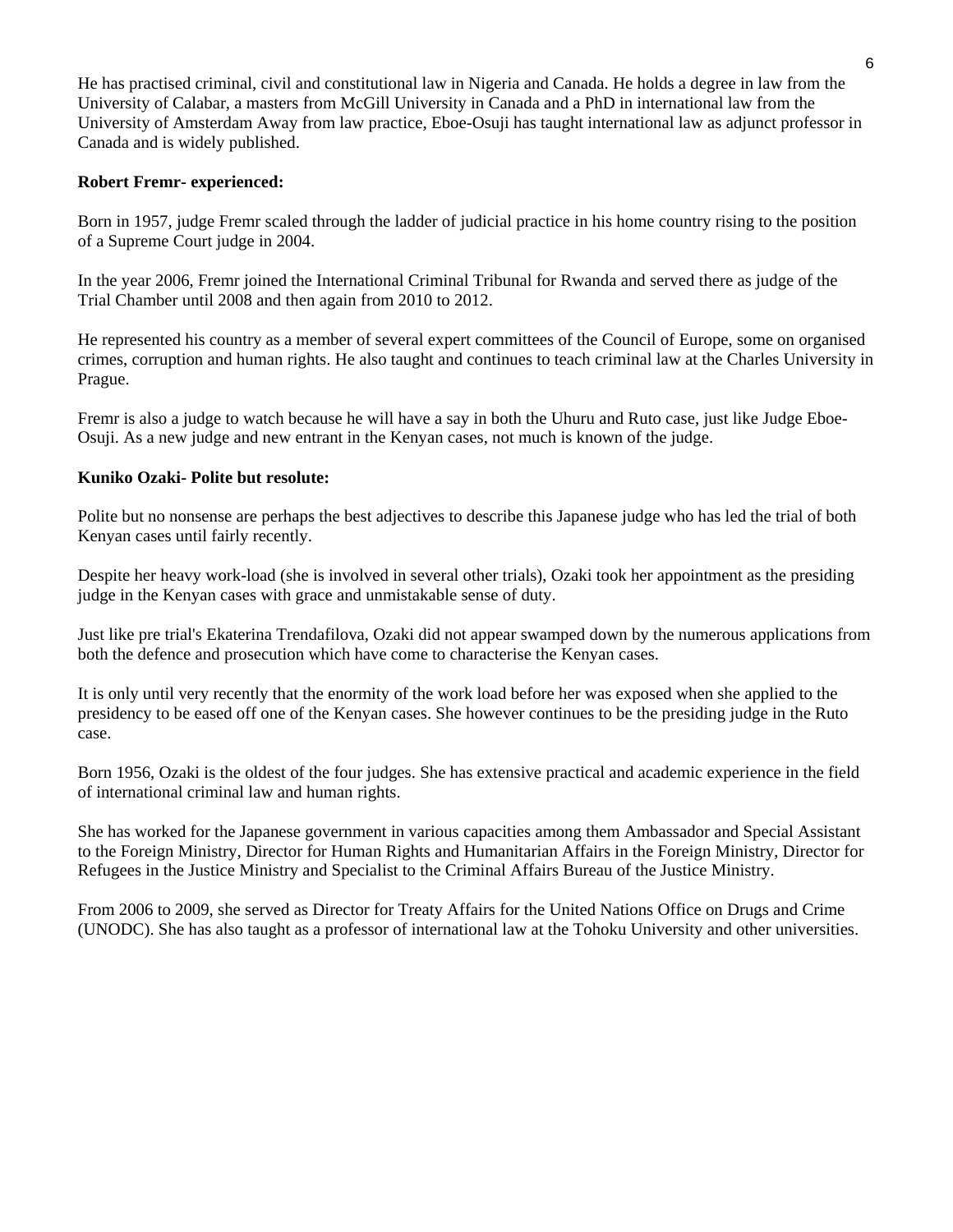He has practised criminal, civil and constitutional law in Nigeria and Canada. He holds a degree in law from the University of Calabar, a masters from McGill University in Canada and a PhD in international law from the University of Amsterdam Away from law practice, Eboe-Osuji has taught international law as adjunct professor in Canada and is widely published.

**Robert Fremr- experienced:**

Born in 1957, judge Fremr scaled through the ladder of judicial practice in his home country rising to the position of a Supreme Court judge in 2004.

In the year 2006, Fremr joined the International Criminal Tribunal for Rwanda and served there as judge of the Trial Chamber until 2008 and then again from 2010 to 2012.

He represented his country as a member of several expert committees of the Council of Europe, some on organised crimes, corruption and human rights. He also taught and continues to teach criminal law at the Charles University in Prague.

Fremr is also a judge to watch because he will have a say in both the Uhuru and Ruto case, just like Judge Eboe-Osuji. As a new judge and new entrant in the Kenyan cases, not much is known of the judge.

**Kuniko Ozaki- Polite but resolute:**

Polite but no nonsense are perhaps the best adjectives to describe this Japanese judge who has led the trial of both Kenyan cases until fairly recently.

Despite her heavy work-load (she is involved in several other trials), Ozaki took her appointment as the presiding judge in the Kenyan cases with grace and unmistakable sense of duty.

Just like pre trial's Ekaterina Trendafilova, Ozaki did not appear swamped down by the numerous applications from both the defence and prosecution which have come to characterise the Kenyan cases.

It is only until very recently that the enormity of the work load before her was exposed when she applied to the presidency to be eased off one of the Kenyan cases. She however continues to be the presiding judge in the Ruto case.

Born 1956, Ozaki is the oldest of the four judges. She has extensive practical and academic experience in the field of international criminal law and human rights.

She has worked for the Japanese government in various capacities among them Ambassador and Special Assistant to the Foreign Ministry, Director for Human Rights and Humanitarian Affairs in the Foreign Ministry, Director for Refugees in the Justice Ministry and Specialist to the Criminal Affairs Bureau of the Justice Ministry.

From 2006 to 2009, she served as Director for Treaty Affairs for the United Nations Office on Drugs and Crime (UNODC). She has also taught as a professor of international law at the Tohoku University and other universities.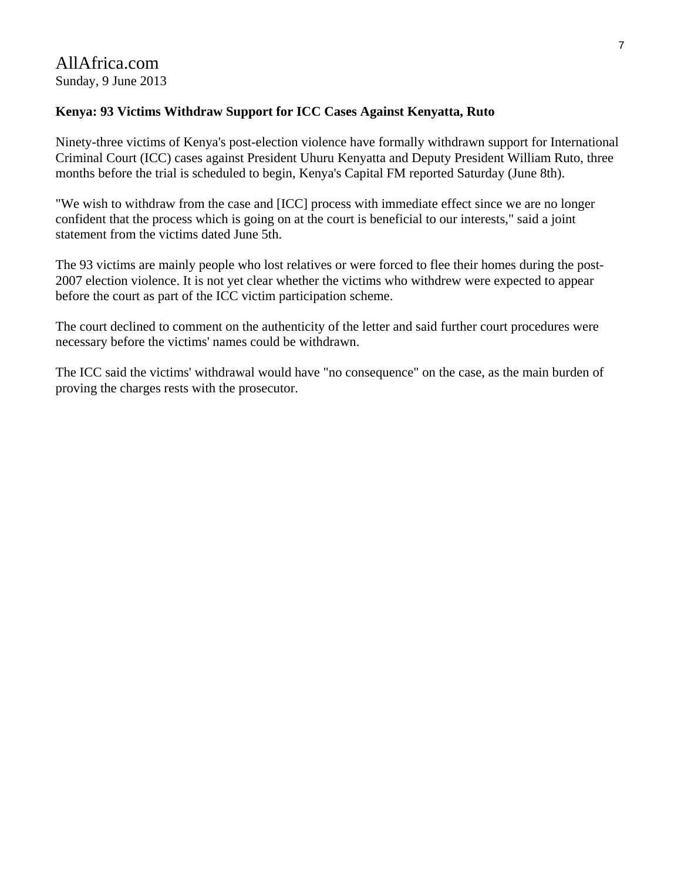AllAfrica.com
Sunday, 9 June 2013

**Kenya: 93 Victims Withdraw Support for ICC Cases Against Kenyatta, Ruto**

Ninety-three victims of Kenya's post-election violence have formally withdrawn support for International Criminal Court (ICC) cases against President Uhuru Kenyatta and Deputy President William Ruto, three months before the trial is scheduled to begin, Kenya's Capital FM reported Saturday (June 8th).

"We wish to withdraw from the case and [ICC] process with immediate effect since we are no longer confident that the process which is going on at the court is beneficial to our interests," said a joint statement from the victims dated June 5th.

The 93 victims are mainly people who lost relatives or were forced to flee their homes during the post-2007 election violence. It is not yet clear whether the victims who withdrew were expected to appear before the court as part of the ICC victim participation scheme.

The court declined to comment on the authenticity of the letter and said further court procedures were necessary before the victims' names could be withdrawn.

The ICC said the victims' withdrawal would have "no consequence" on the case, as the main burden of proving the charges rests with the prosecutor.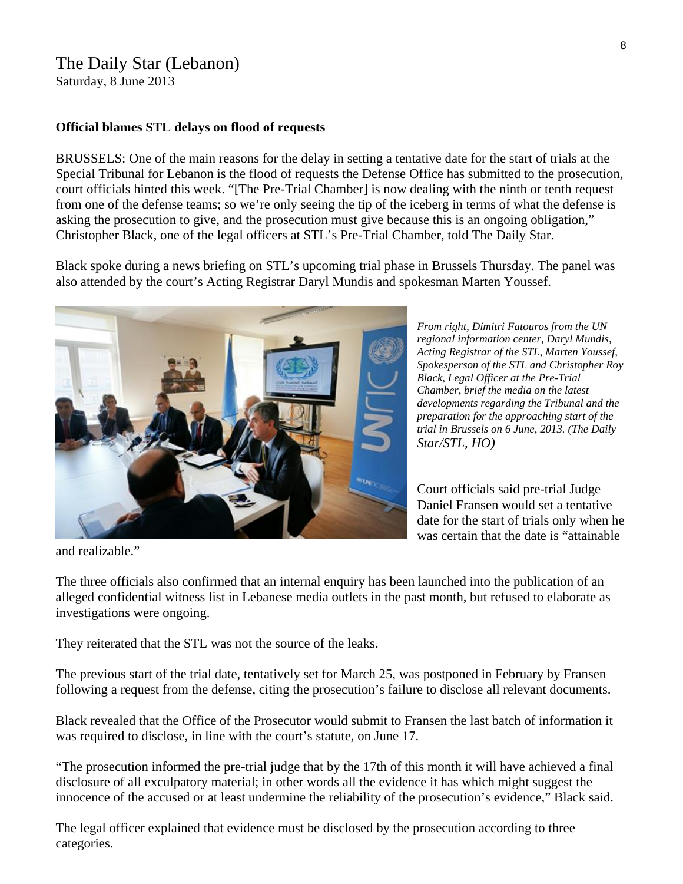# The Daily Star (Lebanon)

Saturday, 8 June 2013

**Official blames STL delays on flood of requests**

BRUSSELS: One of the main reasons for the delay in setting a tentative date for the start of trials at the Special Tribunal for Lebanon is the flood of requests the Defense Office has submitted to the prosecution, court officials hinted this week. "[The Pre-Trial Chamber] is now dealing with the ninth or tenth request from one of the defense teams; so we're only seeing the tip of the iceberg in terms of what the defense is asking the prosecution to give, and the prosecution must give because this is an ongoing obligation," Christopher Black, one of the legal officers at STL's Pre-Trial Chamber, told The Daily Star.

Black spoke during a news briefing on STL's upcoming trial phase in Brussels Thursday. The panel was also attended by the court's Acting Registrar Daryl Mundis and spokesman Marten Youssef.

*From right, Dimitri Fatouros from the UN regional information center, Daryl Mundis, Acting Registrar of the STL, Marten Youssef, Spokesperson of the STL and Christopher Roy Black, Legal Officer at the Pre-Trial Chamber, brief the media on the latest developments regarding the Tribunal and the preparation for the approaching start of the trial in Brussels on 6 June, 2013. (The Daily Star/STL, HO)*

Court officials said pre-trial Judge Daniel Fransen would set a tentative date for the start of trials only when he was certain that the date is "attainable and realizable."

The three officials also confirmed that an internal enquiry has been launched into the publication of an alleged confidential witness list in Lebanese media outlets in the past month, but refused to elaborate as investigations were ongoing.

They reiterated that the STL was not the source of the leaks.

The previous start of the trial date, tentatively set for March 25, was postponed in February by Fransen following a request from the defense, citing the prosecution's failure to disclose all relevant documents.

Black revealed that the Office of the Prosecutor would submit to Fransen the last batch of information it was required to disclose, in line with the court's statute, on June 17.

"The prosecution informed the pre-trial judge that by the 17th of this month it will have achieved a final disclosure of all exculpatory material; in other words all the evidence it has which might suggest the innocence of the accused or at least undermine the reliability of the prosecution's evidence," Black said.

The legal officer explained that evidence must be disclosed by the prosecution according to three categories.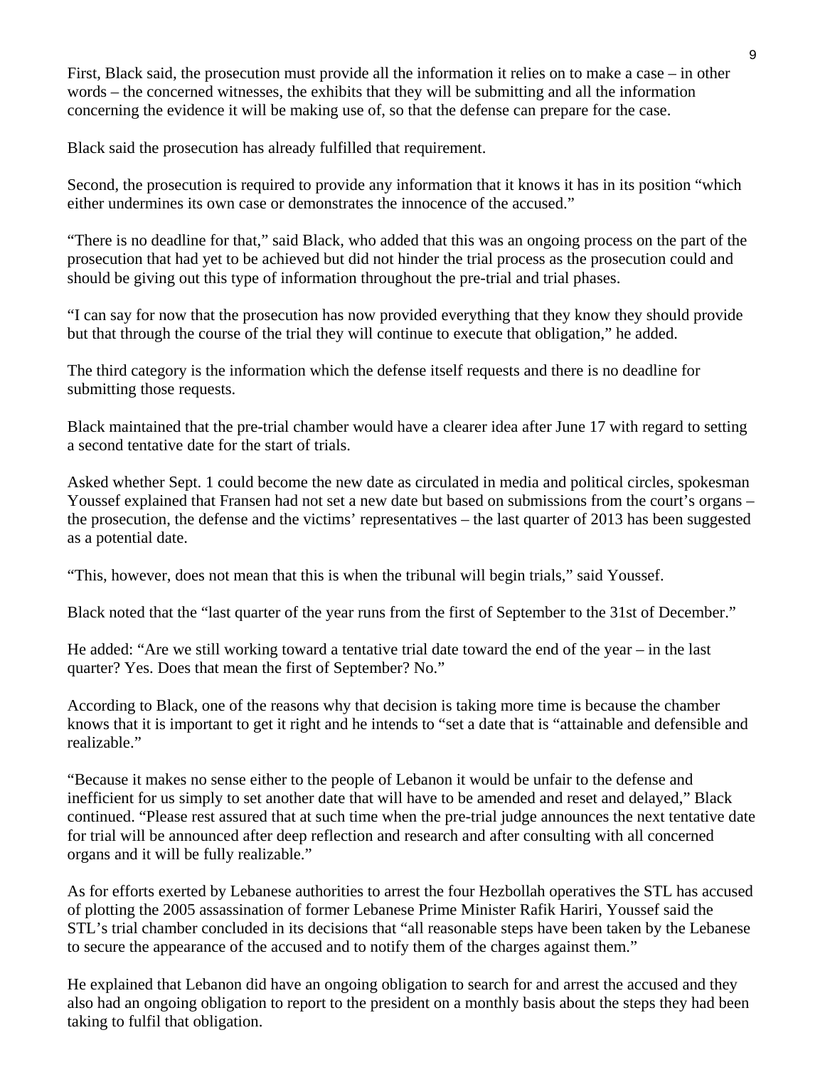First, Black said, the prosecution must provide all the information it relies on to make a case – in other words – the concerned witnesses, the exhibits that they will be submitting and all the information concerning the evidence it will be making use of, so that the defense can prepare for the case.

Black said the prosecution has already fulfilled that requirement.

Second, the prosecution is required to provide any information that it knows it has in its position "which either undermines its own case or demonstrates the innocence of the accused."

"There is no deadline for that," said Black, who added that this was an ongoing process on the part of the prosecution that had yet to be achieved but did not hinder the trial process as the prosecution could and should be giving out this type of information throughout the pre-trial and trial phases.

"I can say for now that the prosecution has now provided everything that they know they should provide but that through the course of the trial they will continue to execute that obligation," he added.

The third category is the information which the defense itself requests and there is no deadline for submitting those requests.

Black maintained that the pre-trial chamber would have a clearer idea after June 17 with regard to setting a second tentative date for the start of trials.

Asked whether Sept. 1 could become the new date as circulated in media and political circles, spokesman Youssef explained that Fransen had not set a new date but based on submissions from the court's organs – the prosecution, the defense and the victims' representatives – the last quarter of 2013 has been suggested as a potential date.

"This, however, does not mean that this is when the tribunal will begin trials," said Youssef.

Black noted that the "last quarter of the year runs from the first of September to the 31st of December."

He added: "Are we still working toward a tentative trial date toward the end of the year – in the last quarter? Yes. Does that mean the first of September? No."

According to Black, one of the reasons why that decision is taking more time is because the chamber knows that it is important to get it right and he intends to "set a date that is "attainable and defensible and realizable."

"Because it makes no sense either to the people of Lebanon it would be unfair to the defense and inefficient for us simply to set another date that will have to be amended and reset and delayed," Black continued. "Please rest assured that at such time when the pre-trial judge announces the next tentative date for trial will be announced after deep reflection and research and after consulting with all concerned organs and it will be fully realizable."

As for efforts exerted by Lebanese authorities to arrest the four Hezbollah operatives the STL has accused of plotting the 2005 assassination of former Lebanese Prime Minister Rafik Hariri, Youssef said the STL's trial chamber concluded in its decisions that "all reasonable steps have been taken by the Lebanese to secure the appearance of the accused and to notify them of the charges against them."

He explained that Lebanon did have an ongoing obligation to search for and arrest the accused and they also had an ongoing obligation to report to the president on a monthly basis about the steps they had been taking to fulfil that obligation.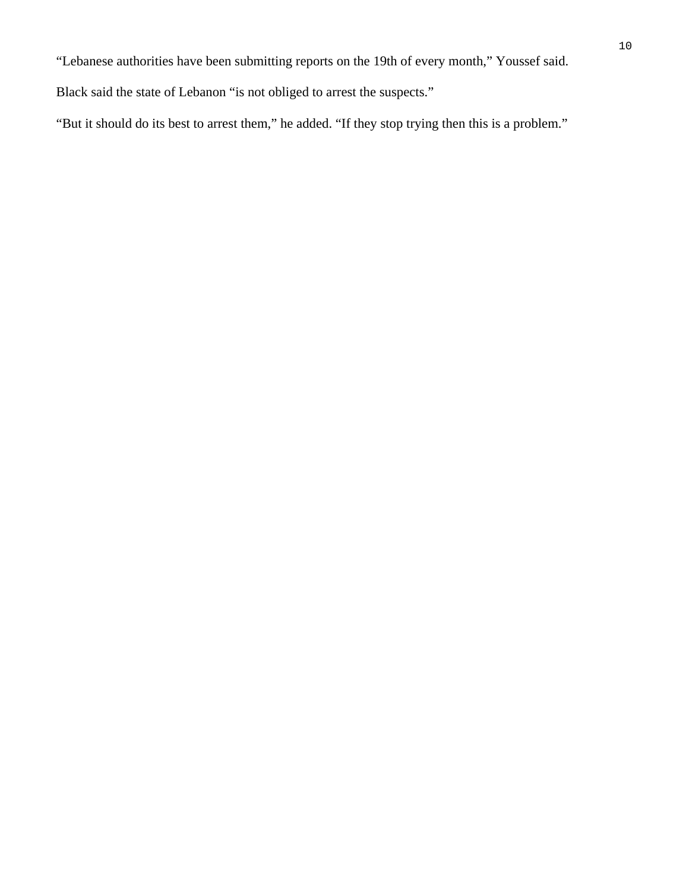"Lebanese authorities have been submitting reports on the 19th of every month," Youssef said.

Black said the state of Lebanon "is not obliged to arrest the suspects."

"But it should do its best to arrest them," he added. "If they stop trying then this is a problem."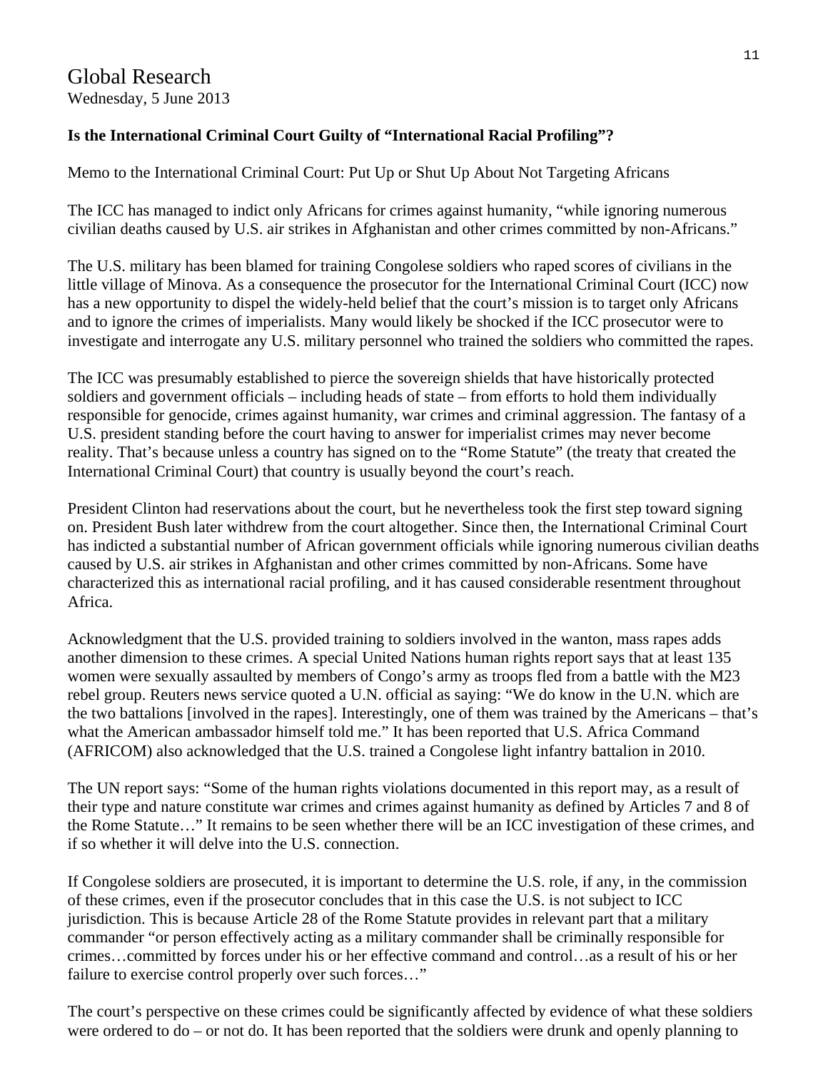Global Research
Wednesday, 5 June 2013

**Is the International Criminal Court Guilty of "International Racial Profiling"?**

Memo to the International Criminal Court: Put Up or Shut Up About Not Targeting Africans

The ICC has managed to indict only Africans for crimes against humanity, "while ignoring numerous civilian deaths caused by U.S. air strikes in Afghanistan and other crimes committed by non-Africans."

The U.S. military has been blamed for training Congolese soldiers who raped scores of civilians in the little village of Minova. As a consequence the prosecutor for the International Criminal Court (ICC) now has a new opportunity to dispel the widely-held belief that the court's mission is to target only Africans and to ignore the crimes of imperialists. Many would likely be shocked if the ICC prosecutor were to investigate and interrogate any U.S. military personnel who trained the soldiers who committed the rapes.

The ICC was presumably established to pierce the sovereign shields that have historically protected soldiers and government officials – including heads of state – from efforts to hold them individually responsible for genocide, crimes against humanity, war crimes and criminal aggression. The fantasy of a U.S. president standing before the court having to answer for imperialist crimes may never become reality. That's because unless a country has signed on to the "Rome Statute" (the treaty that created the International Criminal Court) that country is usually beyond the court's reach.

President Clinton had reservations about the court, but he nevertheless took the first step toward signing on. President Bush later withdrew from the court altogether. Since then, the International Criminal Court has indicted a substantial number of African government officials while ignoring numerous civilian deaths caused by U.S. air strikes in Afghanistan and other crimes committed by non-Africans. Some have characterized this as international racial profiling, and it has caused considerable resentment throughout Africa.

Acknowledgment that the U.S. provided training to soldiers involved in the wanton, mass rapes adds another dimension to these crimes. A special United Nations human rights report says that at least 135 women were sexually assaulted by members of Congo's army as troops fled from a battle with the M23 rebel group. Reuters news service quoted a U.N. official as saying: "We do know in the U.N. which are the two battalions [involved in the rapes]. Interestingly, one of them was trained by the Americans – that's what the American ambassador himself told me." It has been reported that U.S. Africa Command (AFRICOM) also acknowledged that the U.S. trained a Congolese light infantry battalion in 2010.

The UN report says: "Some of the human rights violations documented in this report may, as a result of their type and nature constitute war crimes and crimes against humanity as defined by Articles 7 and 8 of the Rome Statute…" It remains to be seen whether there will be an ICC investigation of these crimes, and if so whether it will delve into the U.S. connection.

If Congolese soldiers are prosecuted, it is important to determine the U.S. role, if any, in the commission of these crimes, even if the prosecutor concludes that in this case the U.S. is not subject to ICC jurisdiction. This is because Article 28 of the Rome Statute provides in relevant part that a military commander "or person effectively acting as a military commander shall be criminally responsible for crimes…committed by forces under his or her effective command and control…as a result of his or her failure to exercise control properly over such forces…"

The court's perspective on these crimes could be significantly affected by evidence of what these soldiers were ordered to do – or not do. It has been reported that the soldiers were drunk and openly planning to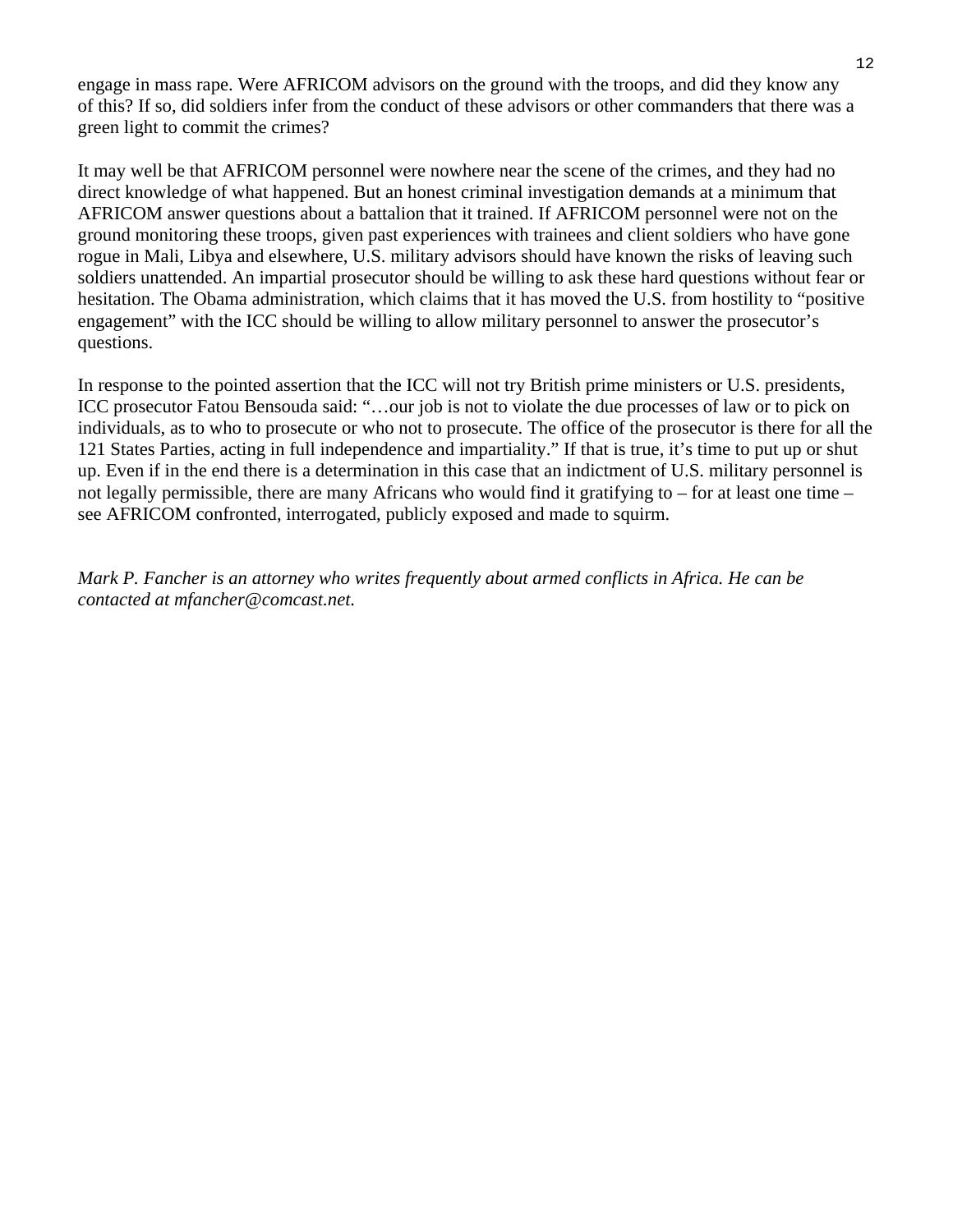engage in mass rape. Were AFRICOM advisors on the ground with the troops, and did they know any of this? If so, did soldiers infer from the conduct of these advisors or other commanders that there was a green light to commit the crimes?

It may well be that AFRICOM personnel were nowhere near the scene of the crimes, and they had no direct knowledge of what happened. But an honest criminal investigation demands at a minimum that AFRICOM answer questions about a battalion that it trained. If AFRICOM personnel were not on the ground monitoring these troops, given past experiences with trainees and client soldiers who have gone rogue in Mali, Libya and elsewhere, U.S. military advisors should have known the risks of leaving such soldiers unattended. An impartial prosecutor should be willing to ask these hard questions without fear or hesitation. The Obama administration, which claims that it has moved the U.S. from hostility to "positive engagement" with the ICC should be willing to allow military personnel to answer the prosecutor's questions.

In response to the pointed assertion that the ICC will not try British prime ministers or U.S. presidents, ICC prosecutor Fatou Bensouda said: "…our job is not to violate the due processes of law or to pick on individuals, as to who to prosecute or who not to prosecute. The office of the prosecutor is there for all the 121 States Parties, acting in full independence and impartiality." If that is true, it's time to put up or shut up. Even if in the end there is a determination in this case that an indictment of U.S. military personnel is not legally permissible, there are many Africans who would find it gratifying to – for at least one time – see AFRICOM confronted, interrogated, publicly exposed and made to squirm.

*Mark P. Fancher is an attorney who writes frequently about armed conflicts in Africa. He can be contacted at mfancher@comcast.net.*